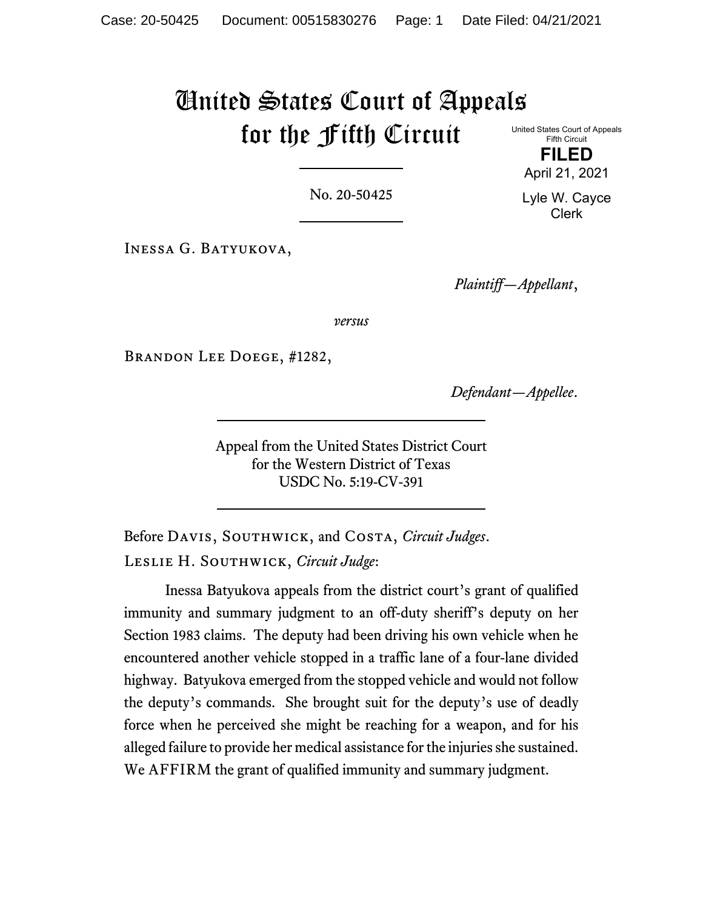# United States Court of Appeals for the Fifth Circuit

United States Court of Appeals
Fifth Circuit

**FILED**

April 21, 2021

Lyle W. Cayce
Clerk

No. 20-50425

Inessa G. Batyukova,

*Plaintiff—Appellant*,

*versus*

Brandon Lee Doege, #1282,

*Defendant—Appellee*.

Appeal from the United States District Court
for the Western District of Texas
USDC No. 5:19-CV-391

Before Davis, Southwick, and Costa, *Circuit Judges*.

Leslie H. Southwick, *Circuit Judge*:

Inessa Batyukova appeals from the district court's grant of qualified immunity and summary judgment to an off-duty sheriff's deputy on her Section 1983 claims. The deputy had been driving his own vehicle when he encountered another vehicle stopped in a traffic lane of a four-lane divided highway. Batyukova emerged from the stopped vehicle and would not follow the deputy's commands. She brought suit for the deputy's use of deadly force when he perceived she might be reaching for a weapon, and for his alleged failure to provide her medical assistance for the injuries she sustained. We AFFIRM the grant of qualified immunity and summary judgment.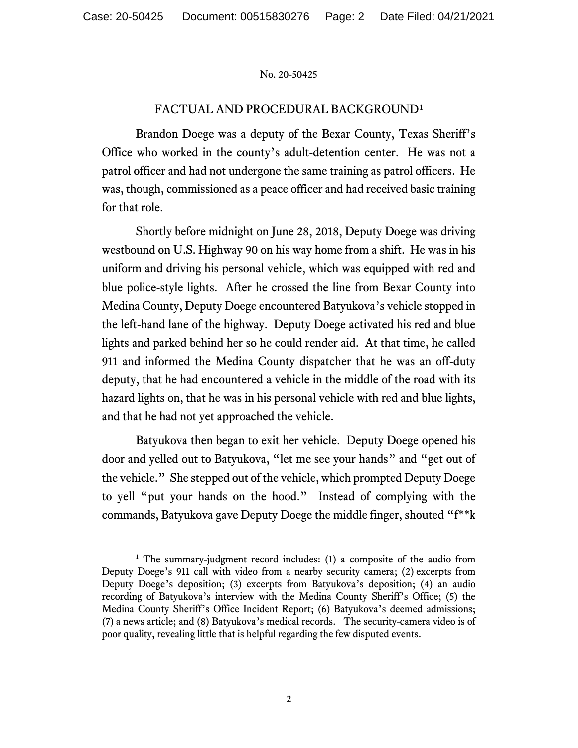## FACTUAL AND PROCEDURAL BACKGROUND[1]

Brandon Doege was a deputy of the Bexar County, Texas Sheriff's Office who worked in the county's adult-detention center. He was not a patrol officer and had not undergone the same training as patrol officers. He was, though, commissioned as a peace officer and had received basic training for that role.

Shortly before midnight on June 28, 2018, Deputy Doege was driving westbound on U.S. Highway 90 on his way home from a shift. He was in his uniform and driving his personal vehicle, which was equipped with red and blue police-style lights. After he crossed the line from Bexar County into Medina County, Deputy Doege encountered Batyukova's vehicle stopped in the left-hand lane of the highway. Deputy Doege activated his red and blue lights and parked behind her so he could render aid. At that time, he called 911 and informed the Medina County dispatcher that he was an off-duty deputy, that he had encountered a vehicle in the middle of the road with its hazard lights on, that he was in his personal vehicle with red and blue lights, and that he had not yet approached the vehicle.

Batyukova then began to exit her vehicle. Deputy Doege opened his door and yelled out to Batyukova, "let me see your hands" and "get out of the vehicle." She stepped out of the vehicle, which prompted Deputy Doege to yell "put your hands on the hood." Instead of complying with the commands, Batyukova gave Deputy Doege the middle finger, shouted "f**k

---

[1] The summary-judgment record includes: (1) a composite of the audio from Deputy Doege's 911 call with video from a nearby security camera; (2) excerpts from Deputy Doege's deposition; (3) excerpts from Batyukova's deposition; (4) an audio recording of Batyukova's interview with the Medina County Sheriff's Office; (5) the Medina County Sheriff's Office Incident Report; (6) Batyukova's deemed admissions; (7) a news article; and (8) Batyukova's medical records. The security-camera video is of poor quality, revealing little that is helpful regarding the few disputed events.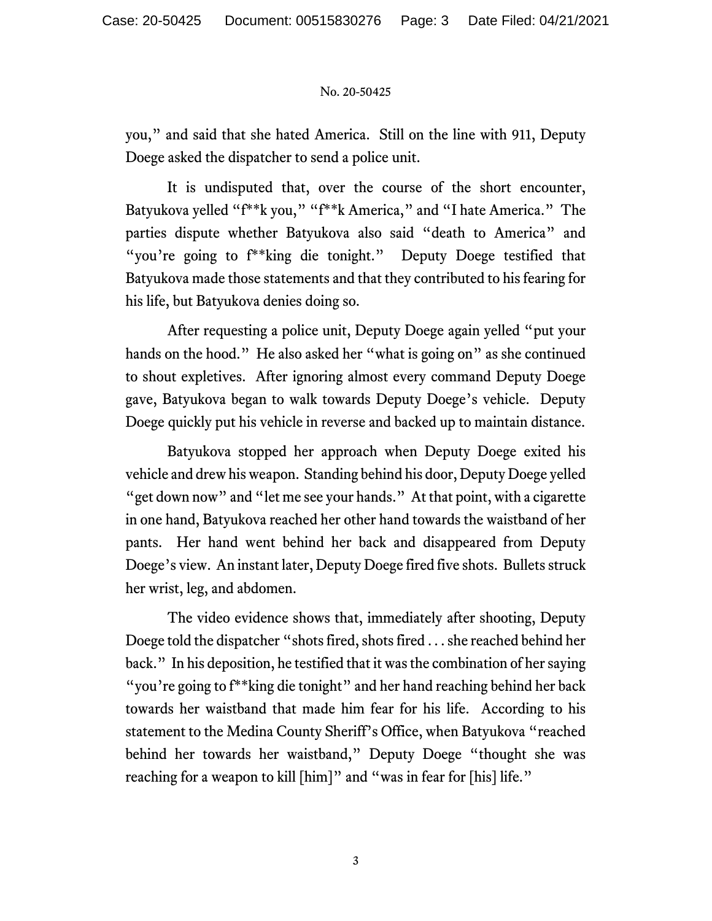you," and said that she hated America. Still on the line with 911, Deputy Doege asked the dispatcher to send a police unit.

It is undisputed that, over the course of the short encounter, Batyukova yelled "f**k you," "f**k America," and "I hate America." The parties dispute whether Batyukova also said "death to America" and "you're going to f**king die tonight." Deputy Doege testified that Batyukova made those statements and that they contributed to his fearing for his life, but Batyukova denies doing so.

After requesting a police unit, Deputy Doege again yelled "put your hands on the hood." He also asked her "what is going on" as she continued to shout expletives. After ignoring almost every command Deputy Doege gave, Batyukova began to walk towards Deputy Doege's vehicle. Deputy Doege quickly put his vehicle in reverse and backed up to maintain distance.

Batyukova stopped her approach when Deputy Doege exited his vehicle and drew his weapon. Standing behind his door, Deputy Doege yelled "get down now" and "let me see your hands." At that point, with a cigarette in one hand, Batyukova reached her other hand towards the waistband of her pants. Her hand went behind her back and disappeared from Deputy Doege's view. An instant later, Deputy Doege fired five shots. Bullets struck her wrist, leg, and abdomen.

The video evidence shows that, immediately after shooting, Deputy Doege told the dispatcher "shots fired, shots fired . . . she reached behind her back." In his deposition, he testified that it was the combination of her saying "you're going to f**king die tonight" and her hand reaching behind her back towards her waistband that made him fear for his life. According to his statement to the Medina County Sheriff's Office, when Batyukova "reached behind her towards her waistband," Deputy Doege "thought she was reaching for a weapon to kill [him]" and "was in fear for [his] life."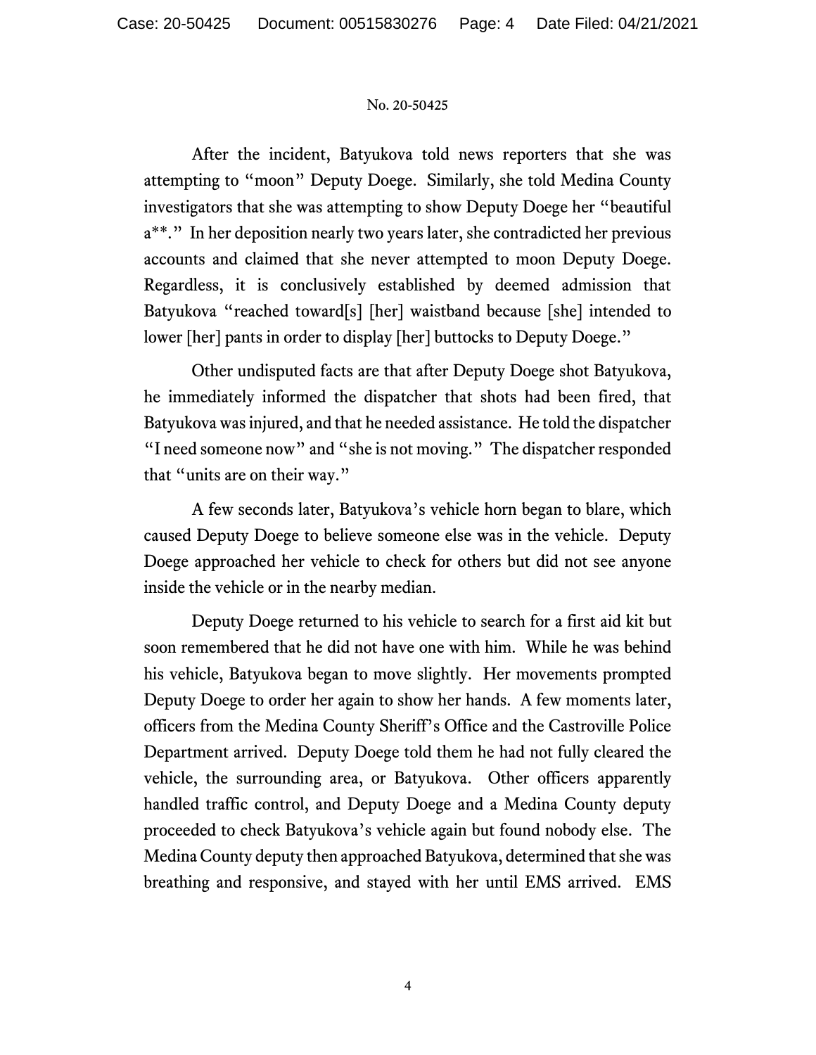After the incident, Batyukova told news reporters that she was attempting to "moon" Deputy Doege. Similarly, she told Medina County investigators that she was attempting to show Deputy Doege her "beautiful a**." In her deposition nearly two years later, she contradicted her previous accounts and claimed that she never attempted to moon Deputy Doege. Regardless, it is conclusively established by deemed admission that Batyukova "reached toward[s] [her] waistband because [she] intended to lower [her] pants in order to display [her] buttocks to Deputy Doege."

Other undisputed facts are that after Deputy Doege shot Batyukova, he immediately informed the dispatcher that shots had been fired, that Batyukova was injured, and that he needed assistance. He told the dispatcher "I need someone now" and "she is not moving." The dispatcher responded that "units are on their way."

A few seconds later, Batyukova's vehicle horn began to blare, which caused Deputy Doege to believe someone else was in the vehicle. Deputy Doege approached her vehicle to check for others but did not see anyone inside the vehicle or in the nearby median.

Deputy Doege returned to his vehicle to search for a first aid kit but soon remembered that he did not have one with him. While he was behind his vehicle, Batyukova began to move slightly. Her movements prompted Deputy Doege to order her again to show her hands. A few moments later, officers from the Medina County Sheriff's Office and the Castroville Police Department arrived. Deputy Doege told them he had not fully cleared the vehicle, the surrounding area, or Batyukova. Other officers apparently handled traffic control, and Deputy Doege and a Medina County deputy proceeded to check Batyukova's vehicle again but found nobody else. The Medina County deputy then approached Batyukova, determined that she was breathing and responsive, and stayed with her until EMS arrived. EMS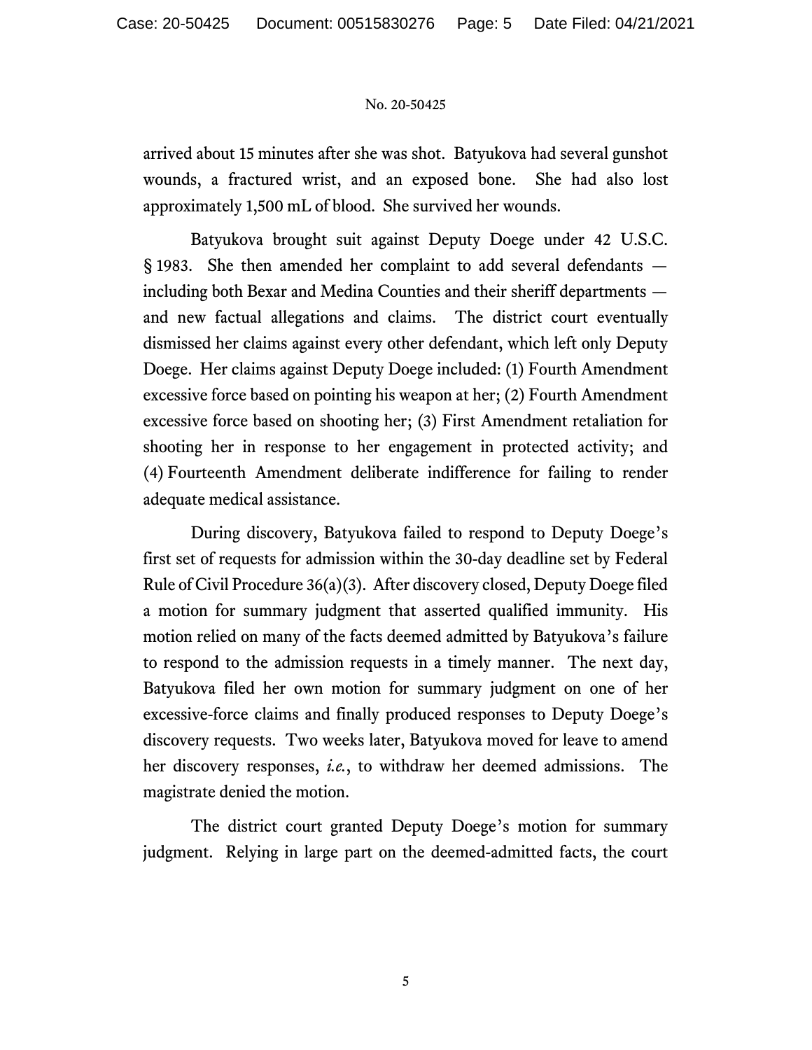arrived about 15 minutes after she was shot. Batyukova had several gunshot wounds, a fractured wrist, and an exposed bone. She had also lost approximately 1,500 mL of blood. She survived her wounds.

Batyukova brought suit against Deputy Doege under 42 U.S.C. § 1983. She then amended her complaint to add several defendants — including both Bexar and Medina Counties and their sheriff departments — and new factual allegations and claims. The district court eventually dismissed her claims against every other defendant, which left only Deputy Doege. Her claims against Deputy Doege included: (1) Fourth Amendment excessive force based on pointing his weapon at her; (2) Fourth Amendment excessive force based on shooting her; (3) First Amendment retaliation for shooting her in response to her engagement in protected activity; and (4) Fourteenth Amendment deliberate indifference for failing to render adequate medical assistance.

During discovery, Batyukova failed to respond to Deputy Doege's first set of requests for admission within the 30-day deadline set by Federal Rule of Civil Procedure 36(a)(3). After discovery closed, Deputy Doege filed a motion for summary judgment that asserted qualified immunity. His motion relied on many of the facts deemed admitted by Batyukova's failure to respond to the admission requests in a timely manner. The next day, Batyukova filed her own motion for summary judgment on one of her excessive-force claims and finally produced responses to Deputy Doege's discovery requests. Two weeks later, Batyukova moved for leave to amend her discovery responses, *i.e.*, to withdraw her deemed admissions. The magistrate denied the motion.

The district court granted Deputy Doege's motion for summary judgment. Relying in large part on the deemed-admitted facts, the court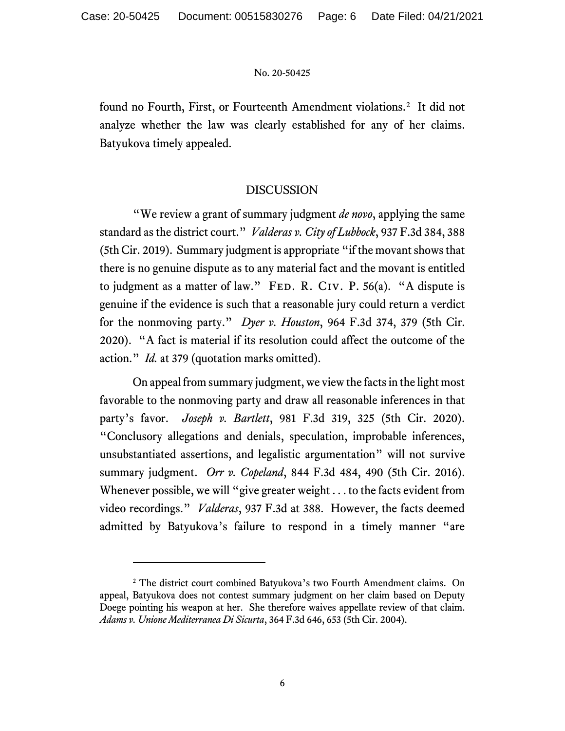found no Fourth, First, or Fourteenth Amendment violations.[2] It did not analyze whether the law was clearly established for any of her claims. Batyukova timely appealed.

## DISCUSSION

"We review a grant of summary judgment *de novo*, applying the same standard as the district court." *Valderas v. City of Lubbock*, 937 F.3d 384, 388 (5th Cir. 2019). Summary judgment is appropriate "if the movant shows that there is no genuine dispute as to any material fact and the movant is entitled to judgment as a matter of law." FED. R. CIV. P. 56(a). "A dispute is genuine if the evidence is such that a reasonable jury could return a verdict for the nonmoving party." *Dyer v. Houston*, 964 F.3d 374, 379 (5th Cir. 2020). "A fact is material if its resolution could affect the outcome of the action." *Id.* at 379 (quotation marks omitted).

On appeal from summary judgment, we view the facts in the light most favorable to the nonmoving party and draw all reasonable inferences in that party's favor. *Joseph v. Bartlett*, 981 F.3d 319, 325 (5th Cir. 2020). "Conclusory allegations and denials, speculation, improbable inferences, unsubstantiated assertions, and legalistic argumentation" will not survive summary judgment. *Orr v. Copeland*, 844 F.3d 484, 490 (5th Cir. 2016). Whenever possible, we will "give greater weight . . . to the facts evident from video recordings." *Valderas*, 937 F.3d at 388. However, the facts deemed admitted by Batyukova's failure to respond in a timely manner "are

---

[2] The district court combined Batyukova's two Fourth Amendment claims. On appeal, Batyukova does not contest summary judgment on her claim based on Deputy Doege pointing his weapon at her. She therefore waives appellate review of that claim. *Adams v. Unione Mediterranea Di Sicurta*, 364 F.3d 646, 653 (5th Cir. 2004).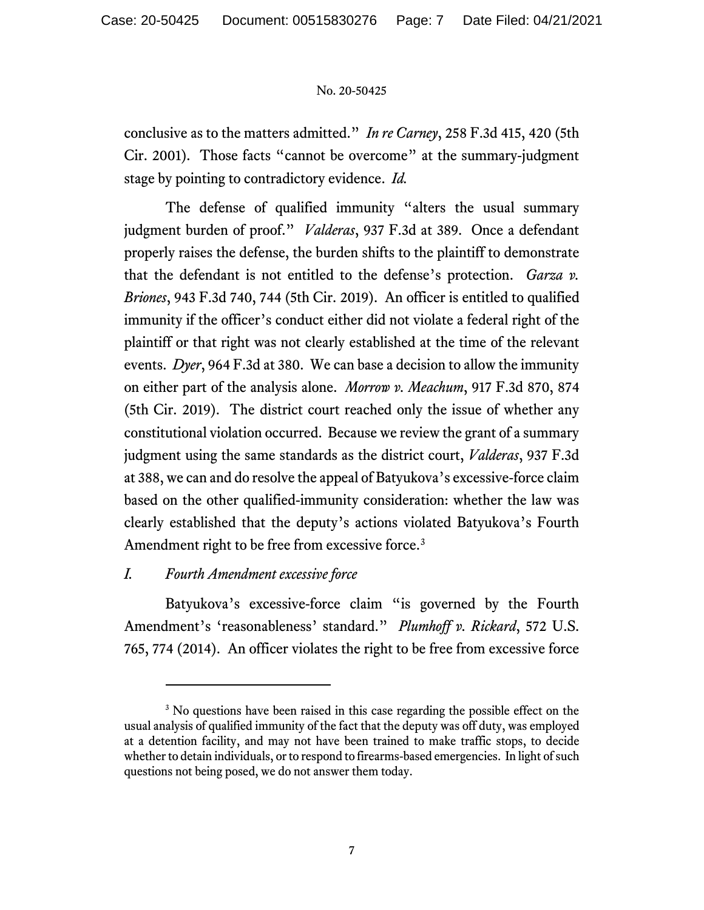conclusive as to the matters admitted." *In re Carney*, 258 F.3d 415, 420 (5th Cir. 2001). Those facts "cannot be overcome" at the summary-judgment stage by pointing to contradictory evidence. *Id.*

The defense of qualified immunity "alters the usual summary judgment burden of proof." *Valderas*, 937 F.3d at 389. Once a defendant properly raises the defense, the burden shifts to the plaintiff to demonstrate that the defendant is not entitled to the defense's protection. *Garza v. Briones*, 943 F.3d 740, 744 (5th Cir. 2019). An officer is entitled to qualified immunity if the officer's conduct either did not violate a federal right of the plaintiff or that right was not clearly established at the time of the relevant events. *Dyer*, 964 F.3d at 380. We can base a decision to allow the immunity on either part of the analysis alone. *Morrow v. Meachum*, 917 F.3d 870, 874 (5th Cir. 2019). The district court reached only the issue of whether any constitutional violation occurred. Because we review the grant of a summary judgment using the same standards as the district court, *Valderas*, 937 F.3d at 388, we can and do resolve the appeal of Batyukova's excessive-force claim based on the other qualified-immunity consideration: whether the law was clearly established that the deputy's actions violated Batyukova's Fourth Amendment right to be free from excessive force.[3]

## *I. Fourth Amendment excessive force*

Batyukova's excessive-force claim "is governed by the Fourth Amendment's 'reasonableness' standard." *Plumhoff v. Rickard*, 572 U.S. 765, 774 (2014). An officer violates the right to be free from excessive force

[3] No questions have been raised in this case regarding the possible effect on the usual analysis of qualified immunity of the fact that the deputy was off duty, was employed at a detention facility, and may not have been trained to make traffic stops, to decide whether to detain individuals, or to respond to firearms-based emergencies. In light of such questions not being posed, we do not answer them today.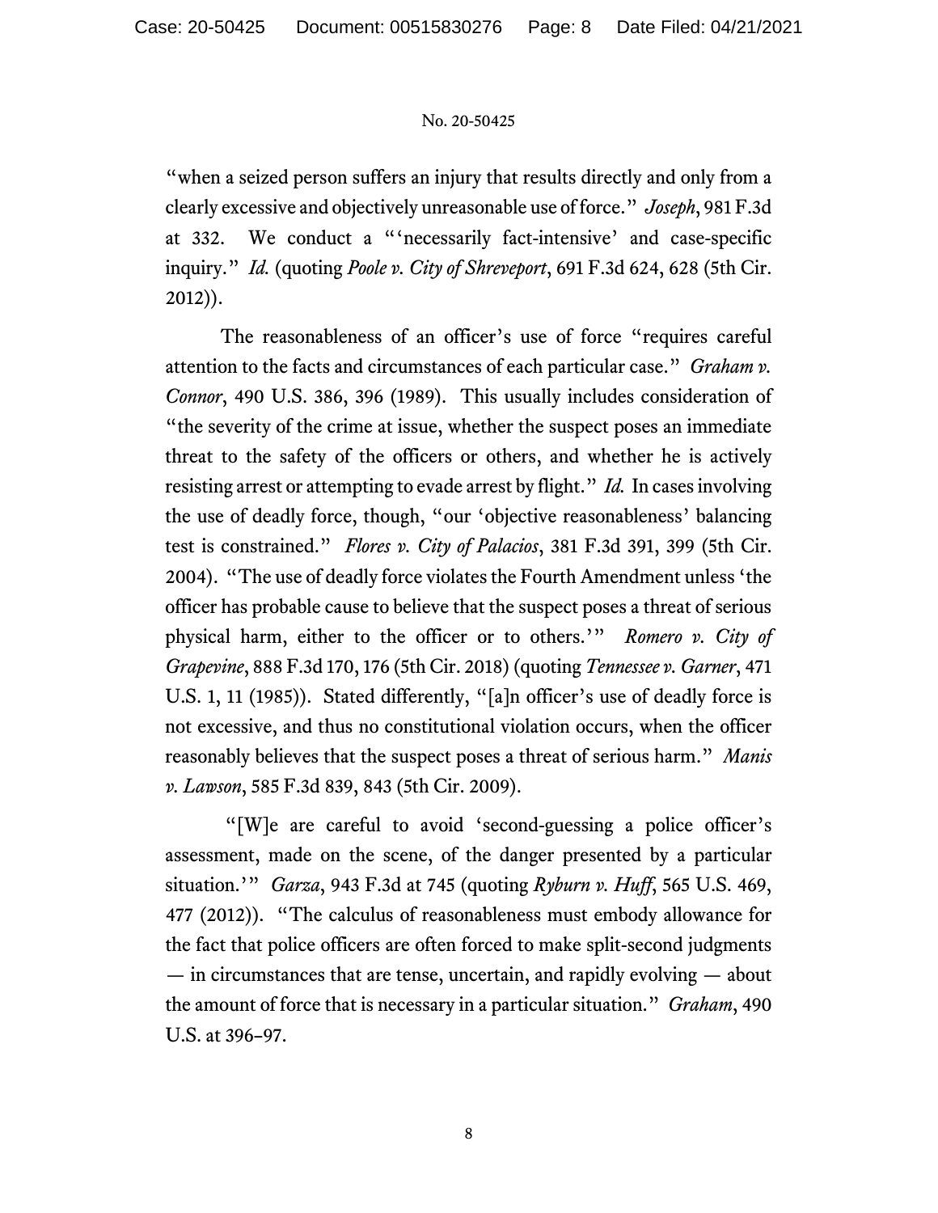"when a seized person suffers an injury that results directly and only from a clearly excessive and objectively unreasonable use of force." *Joseph*, 981 F.3d at 332. We conduct a "'necessarily fact-intensive' and case-specific inquiry." *Id.* (quoting *Poole v. City of Shreveport*, 691 F.3d 624, 628 (5th Cir. 2012)).

The reasonableness of an officer's use of force "requires careful attention to the facts and circumstances of each particular case." *Graham v. Connor*, 490 U.S. 386, 396 (1989). This usually includes consideration of "the severity of the crime at issue, whether the suspect poses an immediate threat to the safety of the officers or others, and whether he is actively resisting arrest or attempting to evade arrest by flight." *Id.* In cases involving the use of deadly force, though, "our 'objective reasonableness' balancing test is constrained." *Flores v. City of Palacios*, 381 F.3d 391, 399 (5th Cir. 2004). "The use of deadly force violates the Fourth Amendment unless 'the officer has probable cause to believe that the suspect poses a threat of serious physical harm, either to the officer or to others.'" *Romero v. City of Grapevine*, 888 F.3d 170, 176 (5th Cir. 2018) (quoting *Tennessee v. Garner*, 471 U.S. 1, 11 (1985)). Stated differently, "[a]n officer's use of deadly force is not excessive, and thus no constitutional violation occurs, when the officer reasonably believes that the suspect poses a threat of serious harm." *Manis v. Lawson*, 585 F.3d 839, 843 (5th Cir. 2009).

"[W]e are careful to avoid 'second-guessing a police officer's assessment, made on the scene, of the danger presented by a particular situation.'" *Garza*, 943 F.3d at 745 (quoting *Ryburn v. Huff*, 565 U.S. 469, 477 (2012)). "The calculus of reasonableness must embody allowance for the fact that police officers are often forced to make split-second judgments — in circumstances that are tense, uncertain, and rapidly evolving — about the amount of force that is necessary in a particular situation." *Graham*, 490 U.S. at 396–97.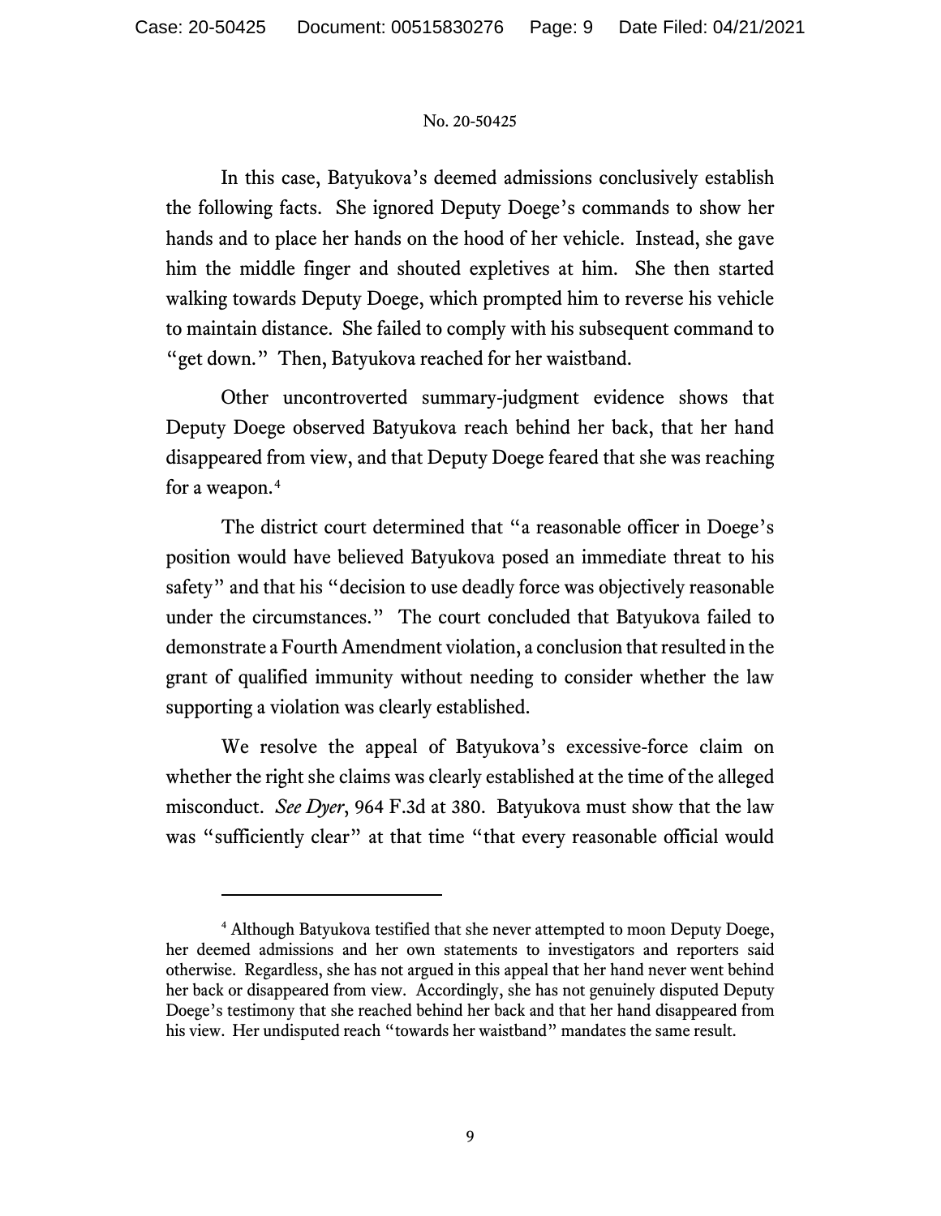In this case, Batyukova's deemed admissions conclusively establish the following facts. She ignored Deputy Doege's commands to show her hands and to place her hands on the hood of her vehicle. Instead, she gave him the middle finger and shouted expletives at him. She then started walking towards Deputy Doege, which prompted him to reverse his vehicle to maintain distance. She failed to comply with his subsequent command to "get down." Then, Batyukova reached for her waistband.

Other uncontroverted summary-judgment evidence shows that Deputy Doege observed Batyukova reach behind her back, that her hand disappeared from view, and that Deputy Doege feared that she was reaching for a weapon.[4]

The district court determined that "a reasonable officer in Doege's position would have believed Batyukova posed an immediate threat to his safety" and that his "decision to use deadly force was objectively reasonable under the circumstances." The court concluded that Batyukova failed to demonstrate a Fourth Amendment violation, a conclusion that resulted in the grant of qualified immunity without needing to consider whether the law supporting a violation was clearly established.

We resolve the appeal of Batyukova's excessive-force claim on whether the right she claims was clearly established at the time of the alleged misconduct. *See Dyer*, 964 F.3d at 380. Batyukova must show that the law was "sufficiently clear" at that time "that every reasonable official would

---

[4] Although Batyukova testified that she never attempted to moon Deputy Doege, her deemed admissions and her own statements to investigators and reporters said otherwise. Regardless, she has not argued in this appeal that her hand never went behind her back or disappeared from view. Accordingly, she has not genuinely disputed Deputy Doege's testimony that she reached behind her back and that her hand disappeared from his view. Her undisputed reach "towards her waistband" mandates the same result.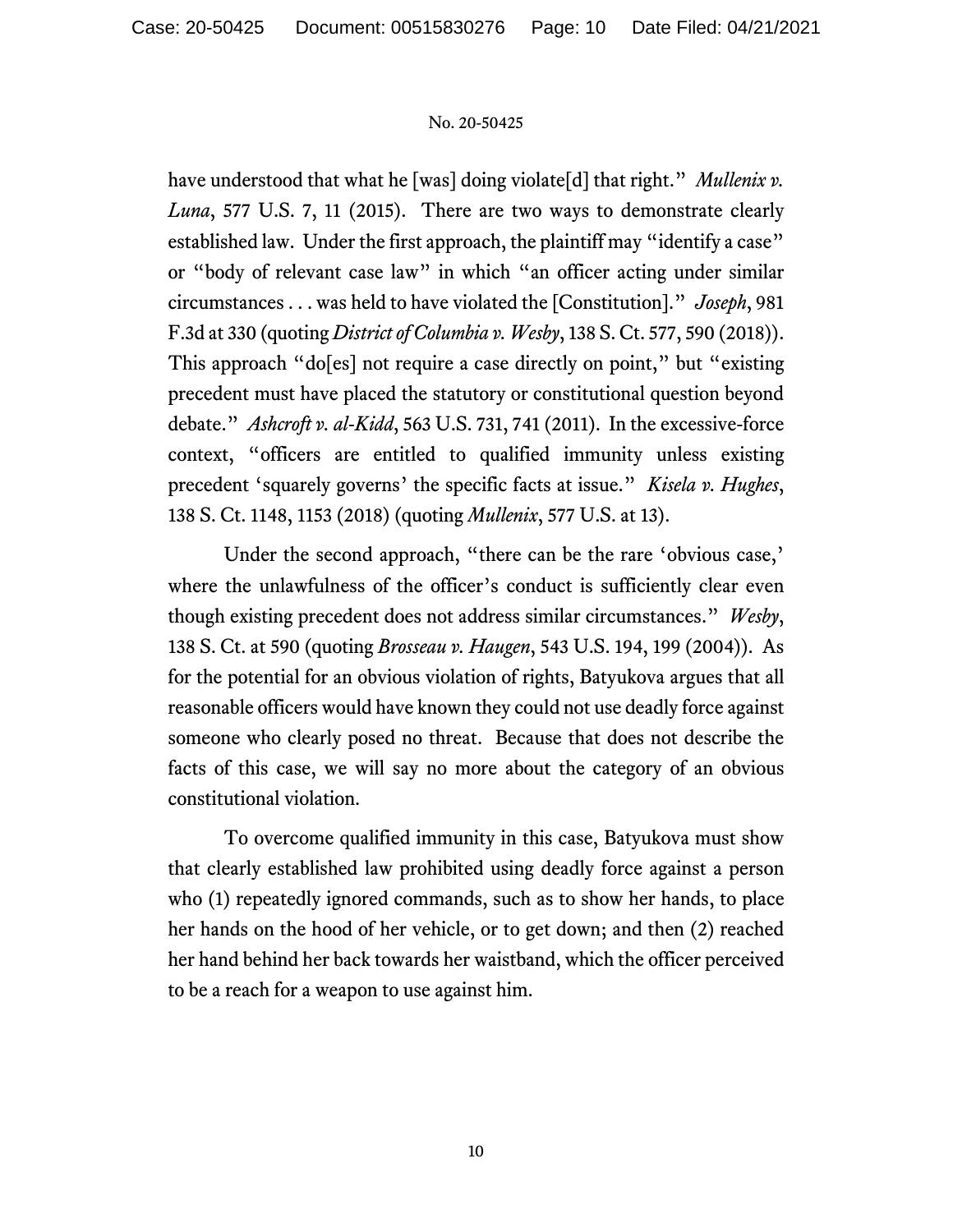have understood that what he [was] doing violate[d] that right." *Mullenix v. Luna*, 577 U.S. 7, 11 (2015). There are two ways to demonstrate clearly established law. Under the first approach, the plaintiff may "identify a case" or "body of relevant case law" in which "an officer acting under similar circumstances . . . was held to have violated the [Constitution]." *Joseph*, 981 F.3d at 330 (quoting *District of Columbia v. Wesby*, 138 S. Ct. 577, 590 (2018)). This approach "do[es] not require a case directly on point," but "existing precedent must have placed the statutory or constitutional question beyond debate." *Ashcroft v. al-Kidd*, 563 U.S. 731, 741 (2011). In the excessive-force context, "officers are entitled to qualified immunity unless existing precedent 'squarely governs' the specific facts at issue." *Kisela v. Hughes*, 138 S. Ct. 1148, 1153 (2018) (quoting *Mullenix*, 577 U.S. at 13).

Under the second approach, "there can be the rare 'obvious case,' where the unlawfulness of the officer's conduct is sufficiently clear even though existing precedent does not address similar circumstances." *Wesby*, 138 S. Ct. at 590 (quoting *Brosseau v. Haugen*, 543 U.S. 194, 199 (2004)). As for the potential for an obvious violation of rights, Batyukova argues that all reasonable officers would have known they could not use deadly force against someone who clearly posed no threat. Because that does not describe the facts of this case, we will say no more about the category of an obvious constitutional violation.

To overcome qualified immunity in this case, Batyukova must show that clearly established law prohibited using deadly force against a person who (1) repeatedly ignored commands, such as to show her hands, to place her hands on the hood of her vehicle, or to get down; and then (2) reached her hand behind her back towards her waistband, which the officer perceived to be a reach for a weapon to use against him.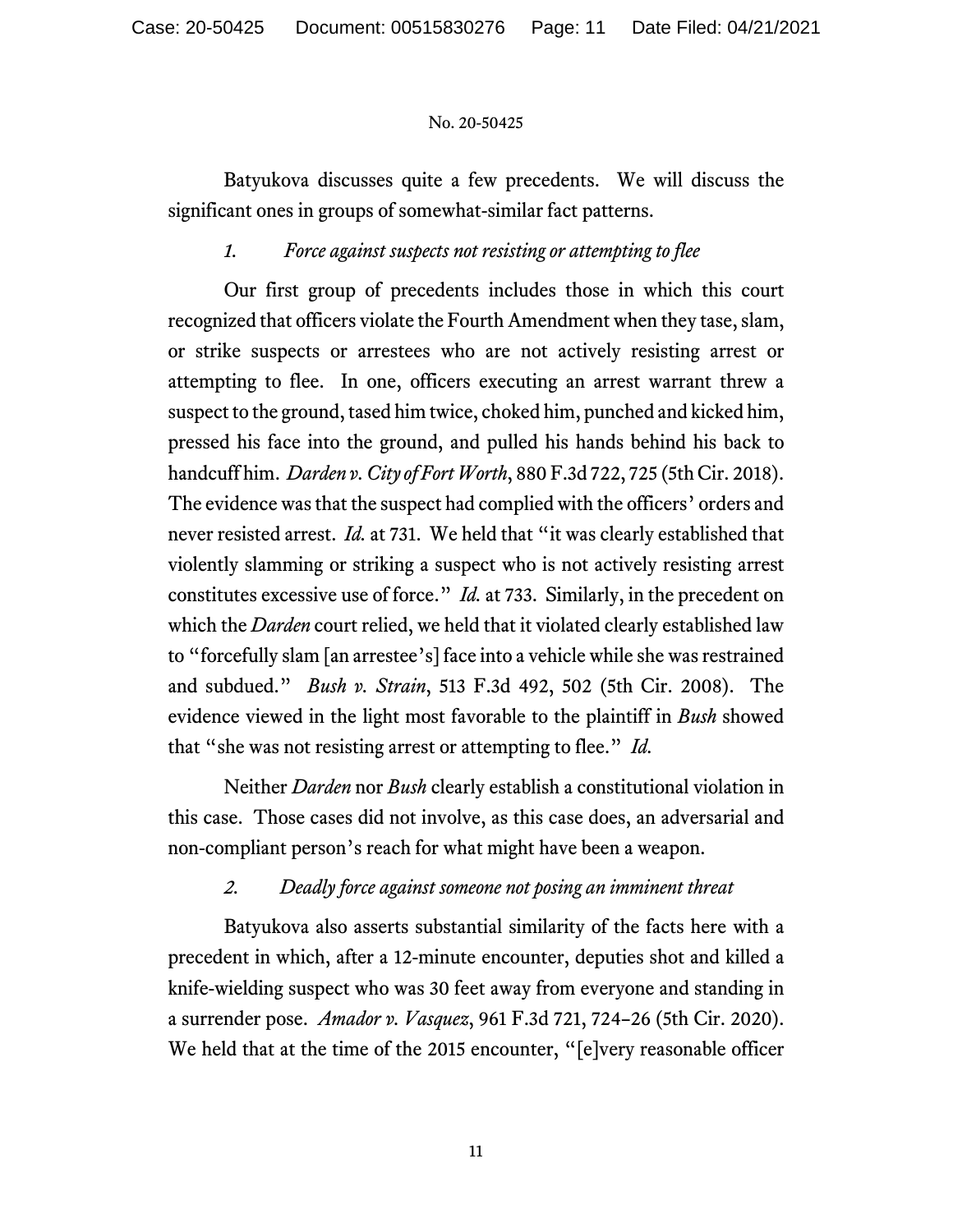Batyukova discusses quite a few precedents. We will discuss the significant ones in groups of somewhat-similar fact patterns.

### *1. Force against suspects not resisting or attempting to flee*

Our first group of precedents includes those in which this court recognized that officers violate the Fourth Amendment when they tase, slam, or strike suspects or arrestees who are not actively resisting arrest or attempting to flee. In one, officers executing an arrest warrant threw a suspect to the ground, tased him twice, choked him, punched and kicked him, pressed his face into the ground, and pulled his hands behind his back to handcuff him. *Darden v. City of Fort Worth*, 880 F.3d 722, 725 (5th Cir. 2018). The evidence was that the suspect had complied with the officers' orders and never resisted arrest. *Id.* at 731. We held that "it was clearly established that violently slamming or striking a suspect who is not actively resisting arrest constitutes excessive use of force." *Id.* at 733. Similarly, in the precedent on which the *Darden* court relied, we held that it violated clearly established law to "forcefully slam [an arrestee's] face into a vehicle while she was restrained and subdued." *Bush v. Strain*, 513 F.3d 492, 502 (5th Cir. 2008). The evidence viewed in the light most favorable to the plaintiff in *Bush* showed that "she was not resisting arrest or attempting to flee." *Id.*

Neither *Darden* nor *Bush* clearly establish a constitutional violation in this case. Those cases did not involve, as this case does, an adversarial and non-compliant person's reach for what might have been a weapon.

### *2. Deadly force against someone not posing an imminent threat*

Batyukova also asserts substantial similarity of the facts here with a precedent in which, after a 12-minute encounter, deputies shot and killed a knife-wielding suspect who was 30 feet away from everyone and standing in a surrender pose. *Amador v. Vasquez*, 961 F.3d 721, 724–26 (5th Cir. 2020). We held that at the time of the 2015 encounter, "[e]very reasonable officer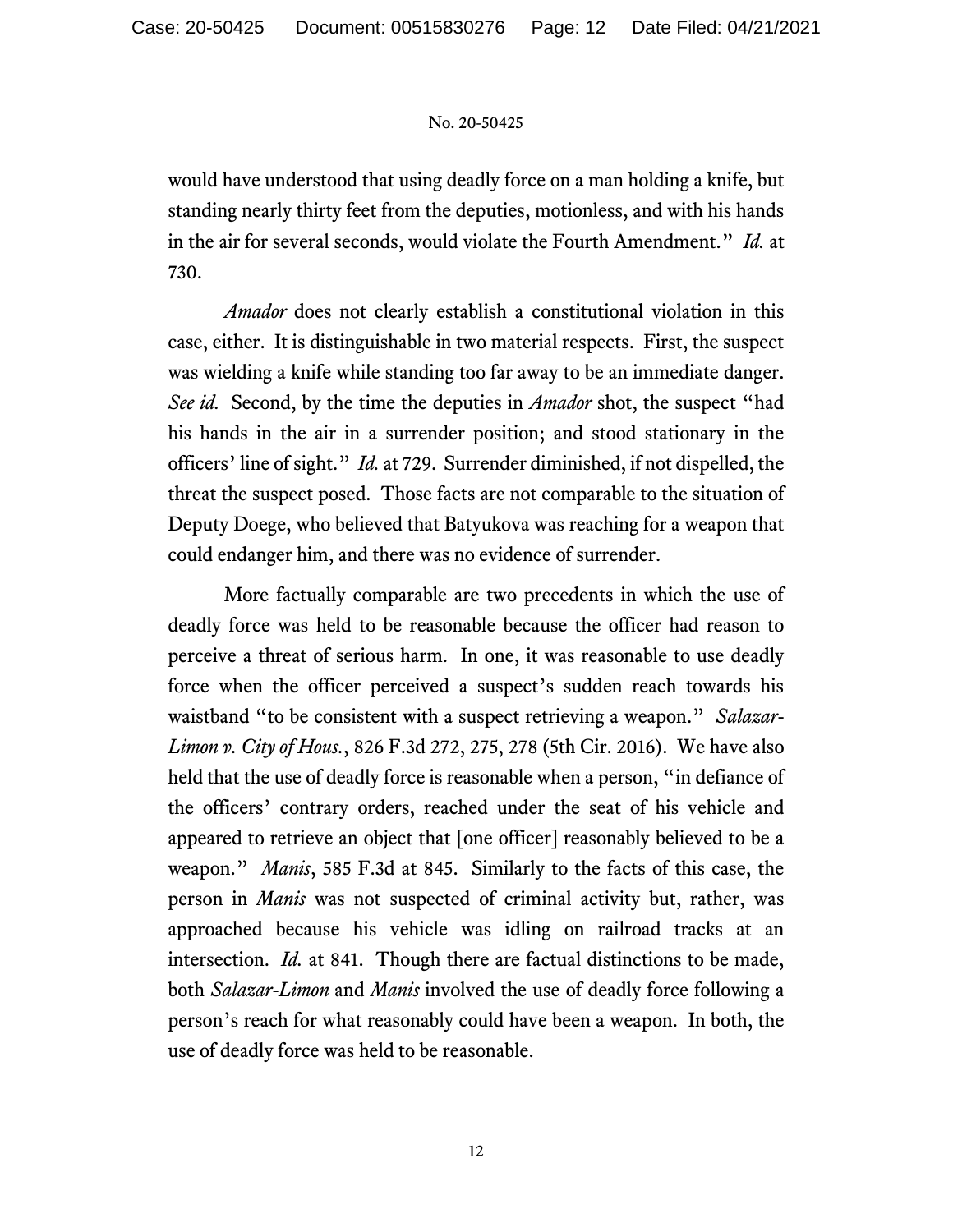would have understood that using deadly force on a man holding a knife, but standing nearly thirty feet from the deputies, motionless, and with his hands in the air for several seconds, would violate the Fourth Amendment." *Id.* at 730.

*Amador* does not clearly establish a constitutional violation in this case, either. It is distinguishable in two material respects. First, the suspect was wielding a knife while standing too far away to be an immediate danger. *See id.* Second, by the time the deputies in *Amador* shot, the suspect "had his hands in the air in a surrender position; and stood stationary in the officers' line of sight." *Id.* at 729. Surrender diminished, if not dispelled, the threat the suspect posed. Those facts are not comparable to the situation of Deputy Doege, who believed that Batyukova was reaching for a weapon that could endanger him, and there was no evidence of surrender.

More factually comparable are two precedents in which the use of deadly force was held to be reasonable because the officer had reason to perceive a threat of serious harm. In one, it was reasonable to use deadly force when the officer perceived a suspect's sudden reach towards his waistband "to be consistent with a suspect retrieving a weapon." *Salazar-Limon v. City of Hous.*, 826 F.3d 272, 275, 278 (5th Cir. 2016). We have also held that the use of deadly force is reasonable when a person, "in defiance of the officers' contrary orders, reached under the seat of his vehicle and appeared to retrieve an object that [one officer] reasonably believed to be a weapon." *Manis*, 585 F.3d at 845. Similarly to the facts of this case, the person in *Manis* was not suspected of criminal activity but, rather, was approached because his vehicle was idling on railroad tracks at an intersection. *Id.* at 841. Though there are factual distinctions to be made, both *Salazar-Limon* and *Manis* involved the use of deadly force following a person's reach for what reasonably could have been a weapon. In both, the use of deadly force was held to be reasonable.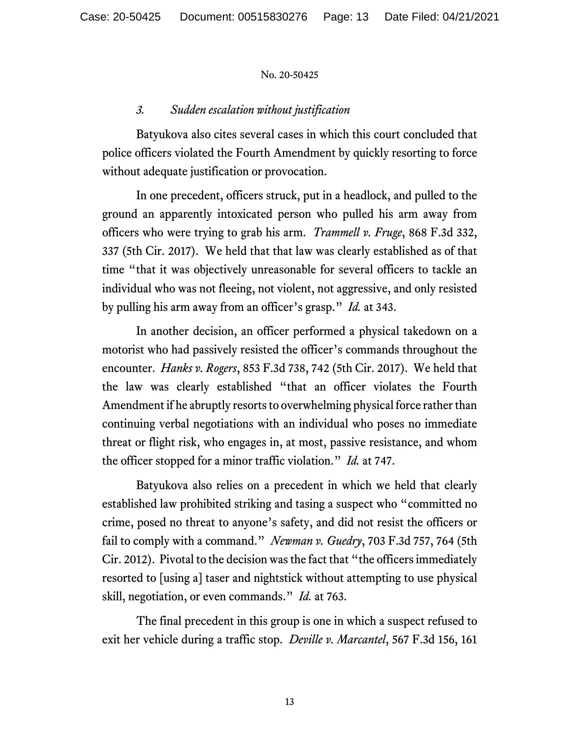### *3. Sudden escalation without justification*

Batyukova also cites several cases in which this court concluded that police officers violated the Fourth Amendment by quickly resorting to force without adequate justification or provocation.

In one precedent, officers struck, put in a headlock, and pulled to the ground an apparently intoxicated person who pulled his arm away from officers who were trying to grab his arm. *Trammell v. Fruge*, 868 F.3d 332, 337 (5th Cir. 2017). We held that that law was clearly established as of that time "that it was objectively unreasonable for several officers to tackle an individual who was not fleeing, not violent, not aggressive, and only resisted by pulling his arm away from an officer's grasp." *Id.* at 343.

In another decision, an officer performed a physical takedown on a motorist who had passively resisted the officer's commands throughout the encounter. *Hanks v. Rogers*, 853 F.3d 738, 742 (5th Cir. 2017). We held that the law was clearly established "that an officer violates the Fourth Amendment if he abruptly resorts to overwhelming physical force rather than continuing verbal negotiations with an individual who poses no immediate threat or flight risk, who engages in, at most, passive resistance, and whom the officer stopped for a minor traffic violation." *Id.* at 747.

Batyukova also relies on a precedent in which we held that clearly established law prohibited striking and tasing a suspect who "committed no crime, posed no threat to anyone's safety, and did not resist the officers or fail to comply with a command." *Newman v. Guedry*, 703 F.3d 757, 764 (5th Cir. 2012). Pivotal to the decision was the fact that "the officers immediately resorted to [using a] taser and nightstick without attempting to use physical skill, negotiation, or even commands." *Id.* at 763.

The final precedent in this group is one in which a suspect refused to exit her vehicle during a traffic stop. *Deville v. Marcantel*, 567 F.3d 156, 161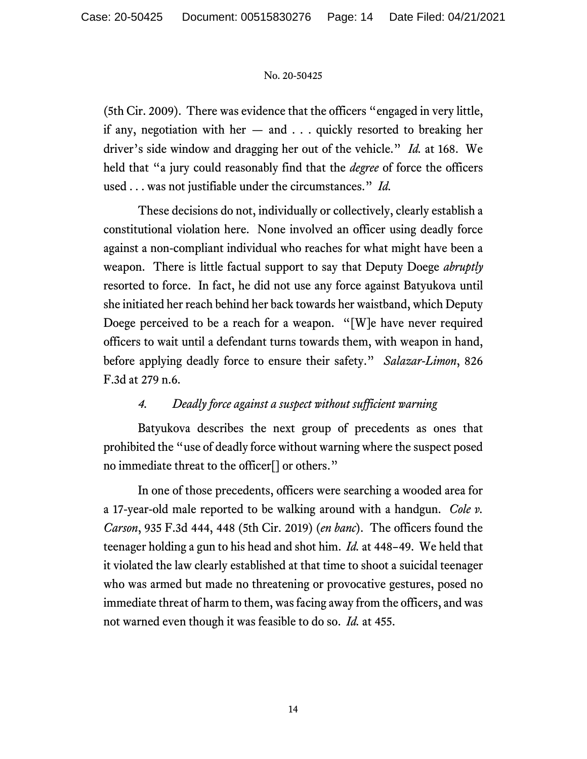(5th Cir. 2009). There was evidence that the officers "engaged in very little, if any, negotiation with her — and . . . quickly resorted to breaking her driver's side window and dragging her out of the vehicle." *Id.* at 168. We held that "a jury could reasonably find that the *degree* of force the officers used . . . was not justifiable under the circumstances." *Id.*

These decisions do not, individually or collectively, clearly establish a constitutional violation here. None involved an officer using deadly force against a non-compliant individual who reaches for what might have been a weapon. There is little factual support to say that Deputy Doege *abruptly* resorted to force. In fact, he did not use any force against Batyukova until she initiated her reach behind her back towards her waistband, which Deputy Doege perceived to be a reach for a weapon. "[W]e have never required officers to wait until a defendant turns towards them, with weapon in hand, before applying deadly force to ensure their safety." *Salazar-Limon*, 826 F.3d at 279 n.6.

#### 4. *Deadly force against a suspect without sufficient warning*

Batyukova describes the next group of precedents as ones that prohibited the "use of deadly force without warning where the suspect posed no immediate threat to the officer[] or others."

In one of those precedents, officers were searching a wooded area for a 17-year-old male reported to be walking around with a handgun. *Cole v. Carson*, 935 F.3d 444, 448 (5th Cir. 2019) (*en banc*). The officers found the teenager holding a gun to his head and shot him. *Id.* at 448–49. We held that it violated the law clearly established at that time to shoot a suicidal teenager who was armed but made no threatening or provocative gestures, posed no immediate threat of harm to them, was facing away from the officers, and was not warned even though it was feasible to do so. *Id.* at 455.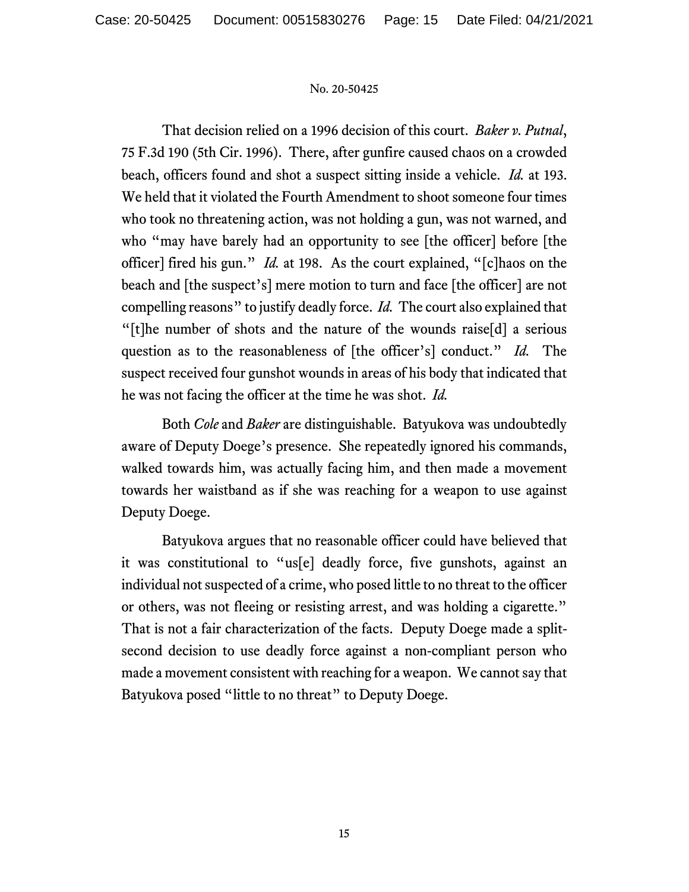That decision relied on a 1996 decision of this court. *Baker v. Putnal*, 75 F.3d 190 (5th Cir. 1996). There, after gunfire caused chaos on a crowded beach, officers found and shot a suspect sitting inside a vehicle. *Id.* at 193. We held that it violated the Fourth Amendment to shoot someone four times who took no threatening action, was not holding a gun, was not warned, and who "may have barely had an opportunity to see [the officer] before [the officer] fired his gun." *Id.* at 198. As the court explained, "[c]haos on the beach and [the suspect's] mere motion to turn and face [the officer] are not compelling reasons" to justify deadly force. *Id.* The court also explained that "[t]he number of shots and the nature of the wounds raise[d] a serious question as to the reasonableness of [the officer's] conduct." *Id.* The suspect received four gunshot wounds in areas of his body that indicated that he was not facing the officer at the time he was shot. *Id.*

Both *Cole* and *Baker* are distinguishable. Batyukova was undoubtedly aware of Deputy Doege's presence. She repeatedly ignored his commands, walked towards him, was actually facing him, and then made a movement towards her waistband as if she was reaching for a weapon to use against Deputy Doege.

Batyukova argues that no reasonable officer could have believed that it was constitutional to "us[e] deadly force, five gunshots, against an individual not suspected of a crime, who posed little to no threat to the officer or others, was not fleeing or resisting arrest, and was holding a cigarette." That is not a fair characterization of the facts. Deputy Doege made a split-second decision to use deadly force against a non-compliant person who made a movement consistent with reaching for a weapon. We cannot say that Batyukova posed "little to no threat" to Deputy Doege.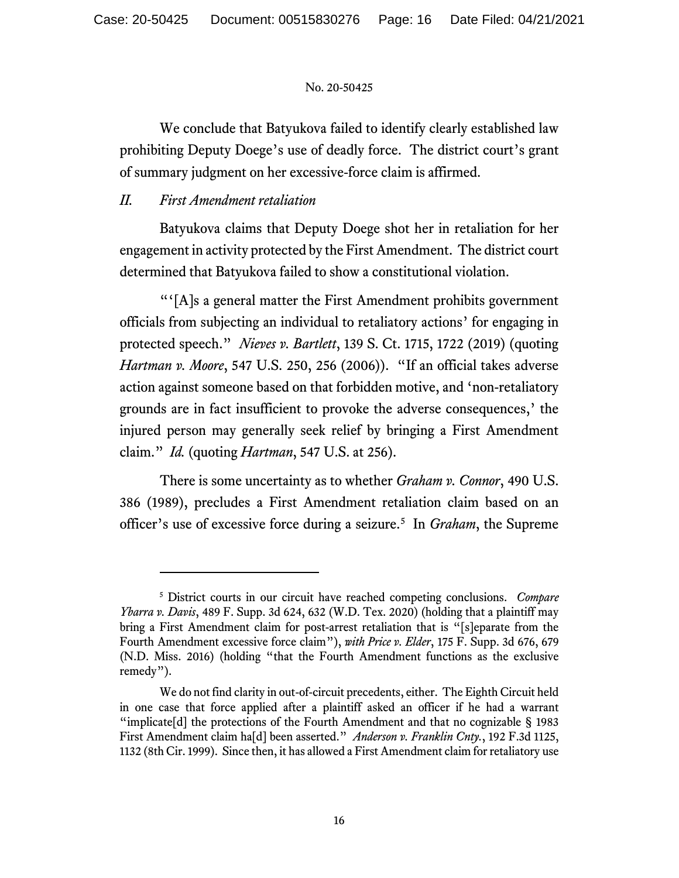We conclude that Batyukova failed to identify clearly established law prohibiting Deputy Doege's use of deadly force. The district court's grant of summary judgment on her excessive-force claim is affirmed.

## *II. First Amendment retaliation*

Batyukova claims that Deputy Doege shot her in retaliation for her engagement in activity protected by the First Amendment. The district court determined that Batyukova failed to show a constitutional violation.

"'[A]s a general matter the First Amendment prohibits government officials from subjecting an individual to retaliatory actions' for engaging in protected speech." *Nieves v. Bartlett*, 139 S. Ct. 1715, 1722 (2019) (quoting *Hartman v. Moore*, 547 U.S. 250, 256 (2006)). "If an official takes adverse action against someone based on that forbidden motive, and 'non-retaliatory grounds are in fact insufficient to provoke the adverse consequences,' the injured person may generally seek relief by bringing a First Amendment claim." *Id.* (quoting *Hartman*, 547 U.S. at 256).

There is some uncertainty as to whether *Graham v. Connor*, 490 U.S. 386 (1989), precludes a First Amendment retaliation claim based on an officer's use of excessive force during a seizure.[5] In *Graham*, the Supreme

---

[5] District courts in our circuit have reached competing conclusions. *Compare Ybarra v. Davis*, 489 F. Supp. 3d 624, 632 (W.D. Tex. 2020) (holding that a plaintiff may bring a First Amendment claim for post-arrest retaliation that is "[s]eparate from the Fourth Amendment excessive force claim"), *with Price v. Elder*, 175 F. Supp. 3d 676, 679 (N.D. Miss. 2016) (holding "that the Fourth Amendment functions as the exclusive remedy").

We do not find clarity in out-of-circuit precedents, either. The Eighth Circuit held in one case that force applied after a plaintiff asked an officer if he had a warrant "implicate[d] the protections of the Fourth Amendment and that no cognizable § 1983 First Amendment claim ha[d] been asserted." *Anderson v. Franklin Cnty.*, 192 F.3d 1125, 1132 (8th Cir. 1999). Since then, it has allowed a First Amendment claim for retaliatory use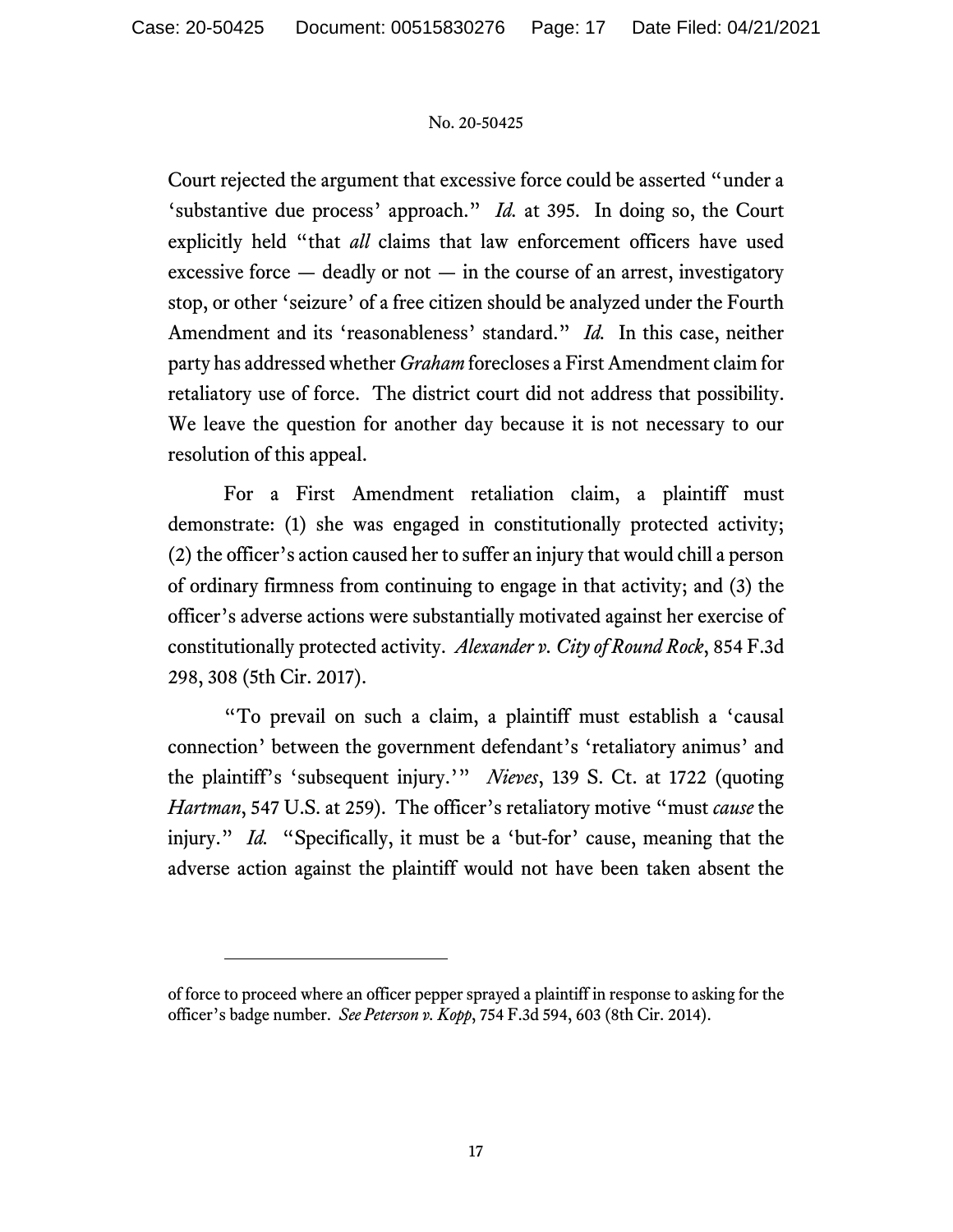Court rejected the argument that excessive force could be asserted "under a 'substantive due process' approach." *Id.* at 395. In doing so, the Court explicitly held "that *all* claims that law enforcement officers have used excessive force — deadly or not — in the course of an arrest, investigatory stop, or other 'seizure' of a free citizen should be analyzed under the Fourth Amendment and its 'reasonableness' standard." *Id.* In this case, neither party has addressed whether *Graham* forecloses a First Amendment claim for retaliatory use of force. The district court did not address that possibility. We leave the question for another day because it is not necessary to our resolution of this appeal.

For a First Amendment retaliation claim, a plaintiff must demonstrate: (1) she was engaged in constitutionally protected activity; (2) the officer's action caused her to suffer an injury that would chill a person of ordinary firmness from continuing to engage in that activity; and (3) the officer's adverse actions were substantially motivated against her exercise of constitutionally protected activity. *Alexander v. City of Round Rock*, 854 F.3d 298, 308 (5th Cir. 2017).

"To prevail on such a claim, a plaintiff must establish a 'causal connection' between the government defendant's 'retaliatory animus' and the plaintiff's 'subsequent injury.'" *Nieves*, 139 S. Ct. at 1722 (quoting *Hartman*, 547 U.S. at 259). The officer's retaliatory motive "must *cause* the injury." *Id.* "Specifically, it must be a 'but-for' cause, meaning that the adverse action against the plaintiff would not have been taken absent the

---

of force to proceed where an officer pepper sprayed a plaintiff in response to asking for the officer's badge number. *See Peterson v. Kopp*, 754 F.3d 594, 603 (8th Cir. 2014).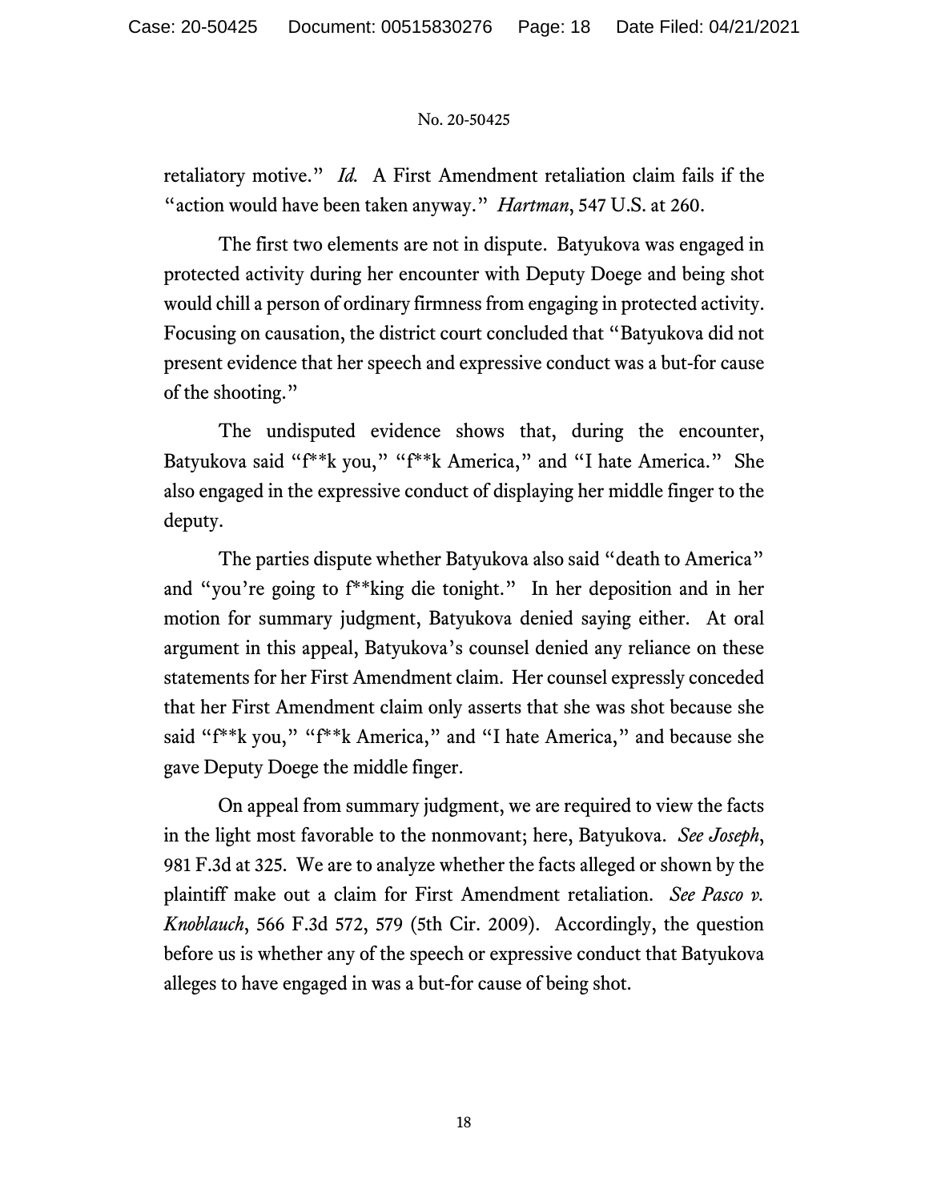retaliatory motive." *Id.* A First Amendment retaliation claim fails if the "action would have been taken anyway." *Hartman*, 547 U.S. at 260.

The first two elements are not in dispute. Batyukova was engaged in protected activity during her encounter with Deputy Doege and being shot would chill a person of ordinary firmness from engaging in protected activity. Focusing on causation, the district court concluded that "Batyukova did not present evidence that her speech and expressive conduct was a but-for cause of the shooting."

The undisputed evidence shows that, during the encounter, Batyukova said "f**k you," "f**k America," and "I hate America." She also engaged in the expressive conduct of displaying her middle finger to the deputy.

The parties dispute whether Batyukova also said "death to America" and "you're going to f**king die tonight." In her deposition and in her motion for summary judgment, Batyukova denied saying either. At oral argument in this appeal, Batyukova's counsel denied any reliance on these statements for her First Amendment claim. Her counsel expressly conceded that her First Amendment claim only asserts that she was shot because she said "f**k you," "f**k America," and "I hate America," and because she gave Deputy Doege the middle finger.

On appeal from summary judgment, we are required to view the facts in the light most favorable to the nonmovant; here, Batyukova. *See Joseph*, 981 F.3d at 325. We are to analyze whether the facts alleged or shown by the plaintiff make out a claim for First Amendment retaliation. *See Pasco v. Knoblauch*, 566 F.3d 572, 579 (5th Cir. 2009). Accordingly, the question before us is whether any of the speech or expressive conduct that Batyukova alleges to have engaged in was a but-for cause of being shot.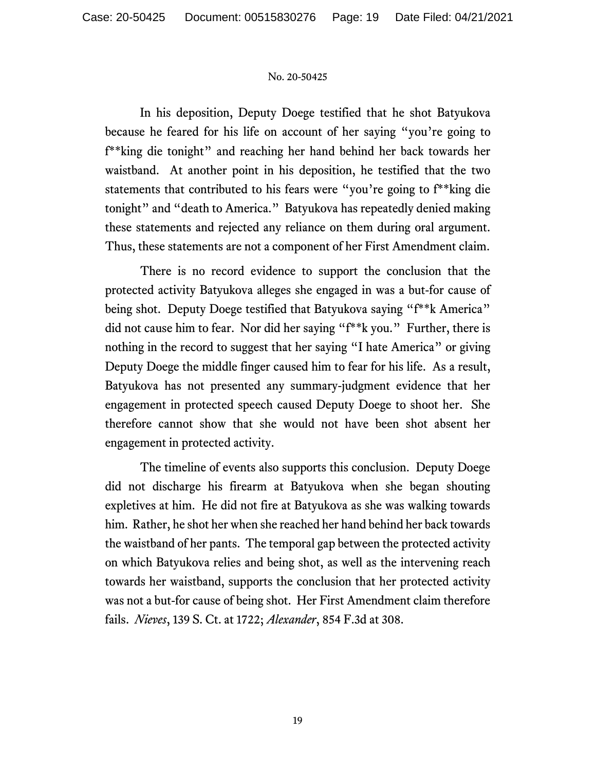In his deposition, Deputy Doege testified that he shot Batyukova because he feared for his life on account of her saying "you're going to f**king die tonight" and reaching her hand behind her back towards her waistband. At another point in his deposition, he testified that the two statements that contributed to his fears were "you're going to f**king die tonight" and "death to America." Batyukova has repeatedly denied making these statements and rejected any reliance on them during oral argument. Thus, these statements are not a component of her First Amendment claim.

There is no record evidence to support the conclusion that the protected activity Batyukova alleges she engaged in was a but-for cause of being shot. Deputy Doege testified that Batyukova saying "f**k America" did not cause him to fear. Nor did her saying "f**k you." Further, there is nothing in the record to suggest that her saying "I hate America" or giving Deputy Doege the middle finger caused him to fear for his life. As a result, Batyukova has not presented any summary-judgment evidence that her engagement in protected speech caused Deputy Doege to shoot her. She therefore cannot show that she would not have been shot absent her engagement in protected activity.

The timeline of events also supports this conclusion. Deputy Doege did not discharge his firearm at Batyukova when she began shouting expletives at him. He did not fire at Batyukova as she was walking towards him. Rather, he shot her when she reached her hand behind her back towards the waistband of her pants. The temporal gap between the protected activity on which Batyukova relies and being shot, as well as the intervening reach towards her waistband, supports the conclusion that her protected activity was not a but-for cause of being shot. Her First Amendment claim therefore fails. *Nieves*, 139 S. Ct. at 1722; *Alexander*, 854 F.3d at 308.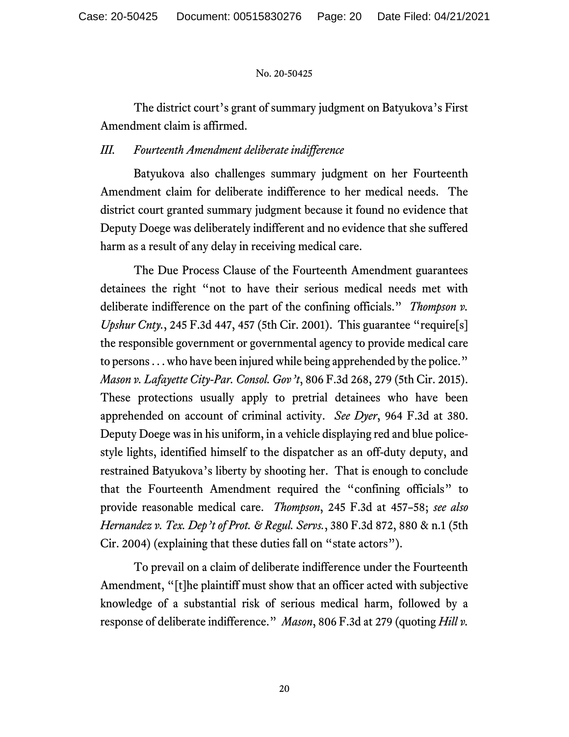The district court's grant of summary judgment on Batyukova's First Amendment claim is affirmed.

### *III. Fourteenth Amendment deliberate indifference*

Batyukova also challenges summary judgment on her Fourteenth Amendment claim for deliberate indifference to her medical needs. The district court granted summary judgment because it found no evidence that Deputy Doege was deliberately indifferent and no evidence that she suffered harm as a result of any delay in receiving medical care.

The Due Process Clause of the Fourteenth Amendment guarantees detainees the right "not to have their serious medical needs met with deliberate indifference on the part of the confining officials." *Thompson v. Upshur Cnty.*, 245 F.3d 447, 457 (5th Cir. 2001). This guarantee "require[s] the responsible government or governmental agency to provide medical care to persons . . . who have been injured while being apprehended by the police." *Mason v. Lafayette City-Par. Consol. Gov't*, 806 F.3d 268, 279 (5th Cir. 2015). These protections usually apply to pretrial detainees who have been apprehended on account of criminal activity. *See Dyer*, 964 F.3d at 380. Deputy Doege was in his uniform, in a vehicle displaying red and blue police-style lights, identified himself to the dispatcher as an off-duty deputy, and restrained Batyukova's liberty by shooting her. That is enough to conclude that the Fourteenth Amendment required the "confining officials" to provide reasonable medical care. *Thompson*, 245 F.3d at 457–58; *see also Hernandez v. Tex. Dep't of Prot. & Regul. Servs.*, 380 F.3d 872, 880 & n.1 (5th Cir. 2004) (explaining that these duties fall on "state actors").

To prevail on a claim of deliberate indifference under the Fourteenth Amendment, "[t]he plaintiff must show that an officer acted with subjective knowledge of a substantial risk of serious medical harm, followed by a response of deliberate indifference." *Mason*, 806 F.3d at 279 (quoting *Hill v.*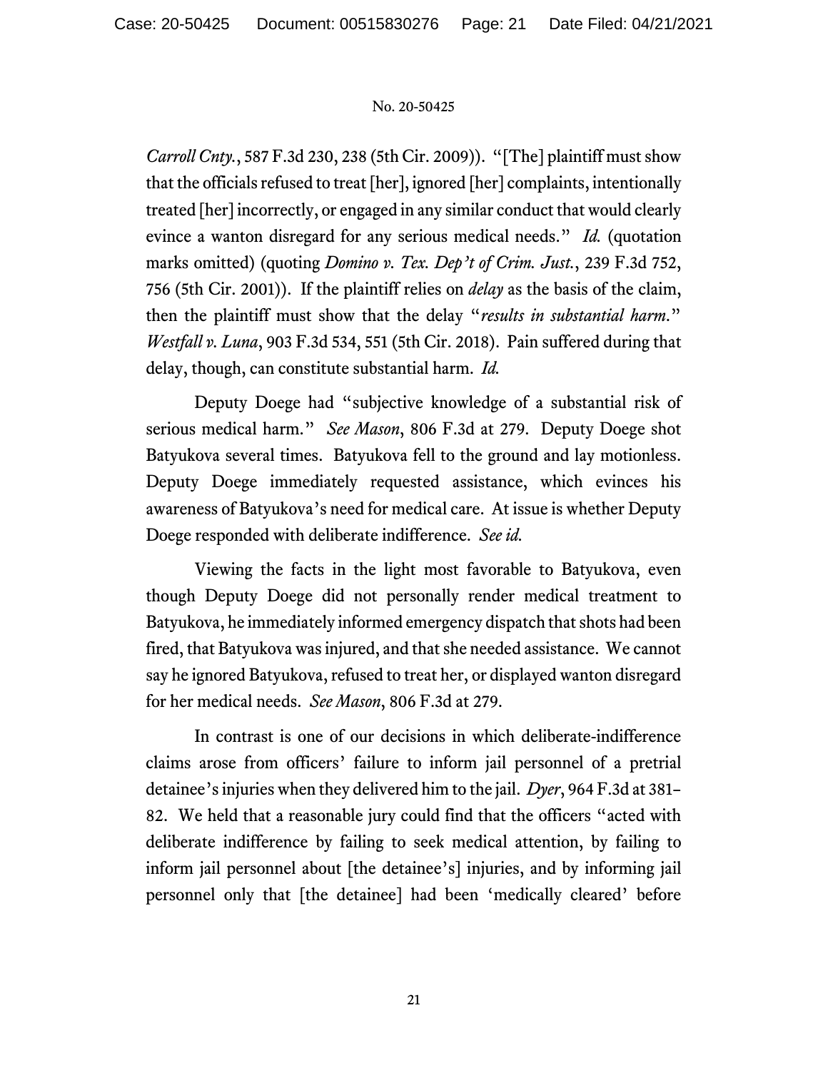*Carroll Cnty.*, 587 F.3d 230, 238 (5th Cir. 2009)). "[The] plaintiff must show that the officials refused to treat [her], ignored [her] complaints, intentionally treated [her] incorrectly, or engaged in any similar conduct that would clearly evince a wanton disregard for any serious medical needs." *Id.* (quotation marks omitted) (quoting *Domino v. Tex. Dep't of Crim. Just.*, 239 F.3d 752, 756 (5th Cir. 2001)). If the plaintiff relies on *delay* as the basis of the claim, then the plaintiff must show that the delay "*results in substantial harm.*" *Westfall v. Luna*, 903 F.3d 534, 551 (5th Cir. 2018). Pain suffered during that delay, though, can constitute substantial harm. *Id.*

Deputy Doege had "subjective knowledge of a substantial risk of serious medical harm." *See Mason*, 806 F.3d at 279. Deputy Doege shot Batyukova several times. Batyukova fell to the ground and lay motionless. Deputy Doege immediately requested assistance, which evinces his awareness of Batyukova's need for medical care. At issue is whether Deputy Doege responded with deliberate indifference. *See id.*

Viewing the facts in the light most favorable to Batyukova, even though Deputy Doege did not personally render medical treatment to Batyukova, he immediately informed emergency dispatch that shots had been fired, that Batyukova was injured, and that she needed assistance. We cannot say he ignored Batyukova, refused to treat her, or displayed wanton disregard for her medical needs. *See Mason*, 806 F.3d at 279.

In contrast is one of our decisions in which deliberate-indifference claims arose from officers' failure to inform jail personnel of a pretrial detainee's injuries when they delivered him to the jail. *Dyer*, 964 F.3d at 381–82. We held that a reasonable jury could find that the officers "acted with deliberate indifference by failing to seek medical attention, by failing to inform jail personnel about [the detainee's] injuries, and by informing jail personnel only that [the detainee] had been 'medically cleared' before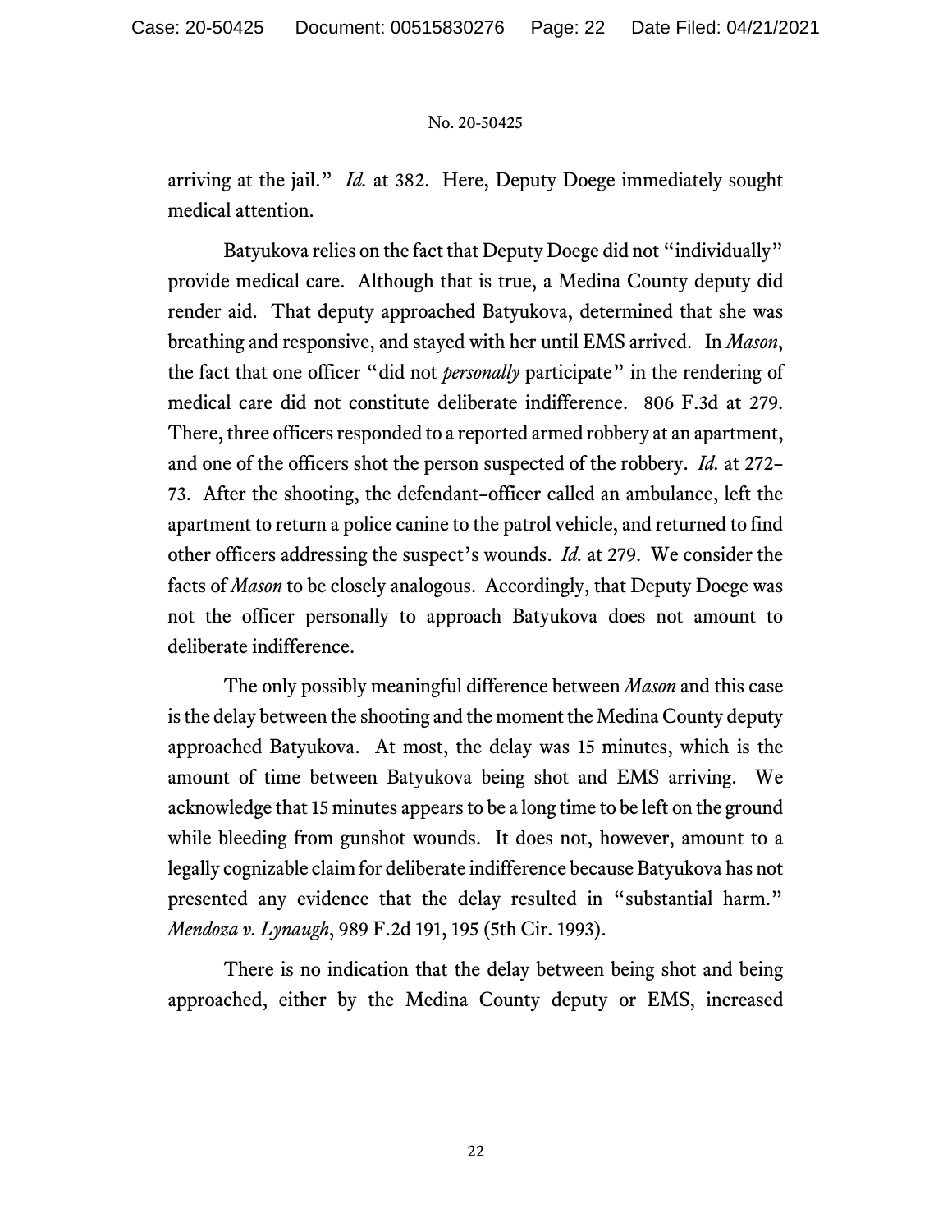arriving at the jail." *Id.* at 382. Here, Deputy Doege immediately sought medical attention.

Batyukova relies on the fact that Deputy Doege did not "individually" provide medical care. Although that is true, a Medina County deputy did render aid. That deputy approached Batyukova, determined that she was breathing and responsive, and stayed with her until EMS arrived. In *Mason*, the fact that one officer "did not *personally* participate" in the rendering of medical care did not constitute deliberate indifference. 806 F.3d at 279. There, three officers responded to a reported armed robbery at an apartment, and one of the officers shot the person suspected of the robbery. *Id.* at 272–73. After the shooting, the defendant-officer called an ambulance, left the apartment to return a police canine to the patrol vehicle, and returned to find other officers addressing the suspect's wounds. *Id.* at 279. We consider the facts of *Mason* to be closely analogous. Accordingly, that Deputy Doege was not the officer personally to approach Batyukova does not amount to deliberate indifference.

The only possibly meaningful difference between *Mason* and this case is the delay between the shooting and the moment the Medina County deputy approached Batyukova. At most, the delay was 15 minutes, which is the amount of time between Batyukova being shot and EMS arriving. We acknowledge that 15 minutes appears to be a long time to be left on the ground while bleeding from gunshot wounds. It does not, however, amount to a legally cognizable claim for deliberate indifference because Batyukova has not presented any evidence that the delay resulted in "substantial harm." *Mendoza v. Lynaugh*, 989 F.2d 191, 195 (5th Cir. 1993).

There is no indication that the delay between being shot and being approached, either by the Medina County deputy or EMS, increased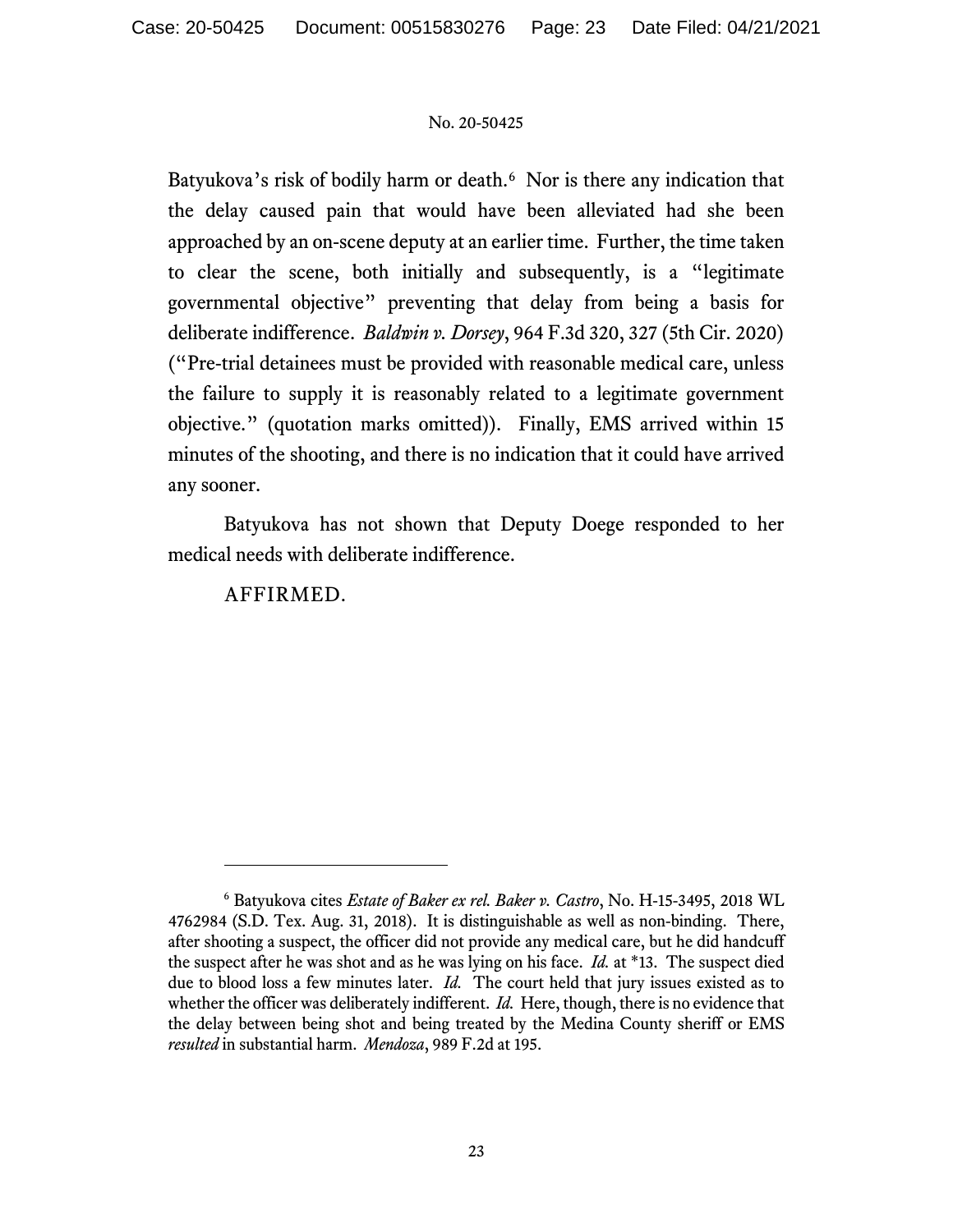Batyukova's risk of bodily harm or death.[6] Nor is there any indication that the delay caused pain that would have been alleviated had she been approached by an on-scene deputy at an earlier time. Further, the time taken to clear the scene, both initially and subsequently, is a "legitimate governmental objective" preventing that delay from being a basis for deliberate indifference. *Baldwin v. Dorsey*, 964 F.3d 320, 327 (5th Cir. 2020) ("Pre-trial detainees must be provided with reasonable medical care, unless the failure to supply it is reasonably related to a legitimate government objective." (quotation marks omitted)). Finally, EMS arrived within 15 minutes of the shooting, and there is no indication that it could have arrived any sooner.

Batyukova has not shown that Deputy Doege responded to her medical needs with deliberate indifference.

AFFIRMED.

---

[6] Batyukova cites *Estate of Baker ex rel. Baker v. Castro*, No. H-15-3495, 2018 WL 4762984 (S.D. Tex. Aug. 31, 2018). It is distinguishable as well as non-binding. There, after shooting a suspect, the officer did not provide any medical care, but he did handcuff the suspect after he was shot and as he was lying on his face. *Id.* at *13. The suspect died due to blood loss a few minutes later. *Id.* The court held that jury issues existed as to whether the officer was deliberately indifferent. *Id.* Here, though, there is no evidence that the delay between being shot and being treated by the Medina County sheriff or EMS *resulted* in substantial harm. *Mendoza*, 989 F.2d at 195.